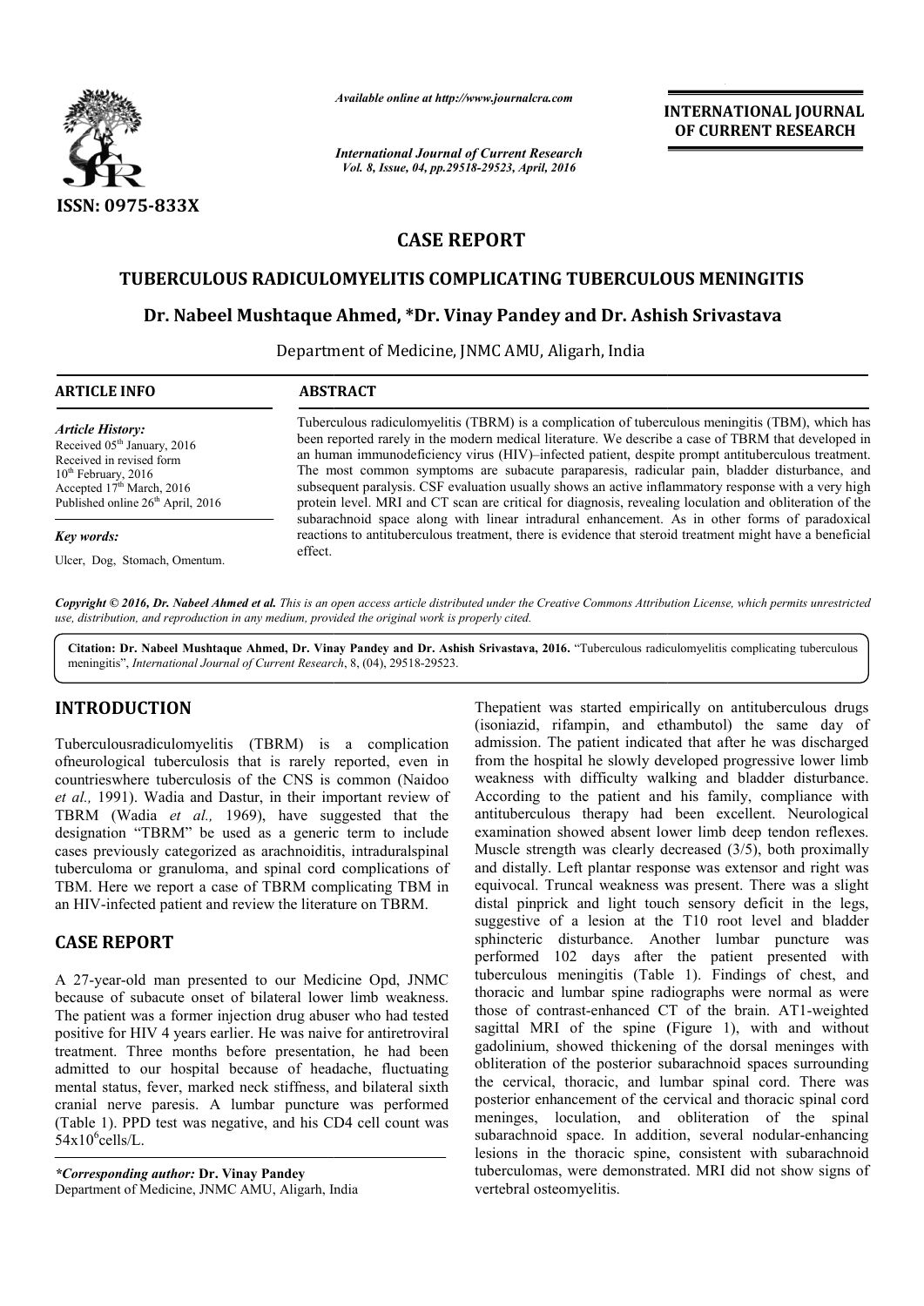Available online at http://www.journalcra.com

*International Journal of Current Research*
*Vol. 8, Issue, 04, pp.29518-29523, April, 2016*

**INTERNATIONAL JOURNAL OF CURRENT RESEARCH**

ISSN: 0975-833X

# CASE REPORT

## TUBERCULOUS RADICULOMYELITIS COMPLICATING TUBERCULOUS MENINGITIS

**Dr. Nabeel Mushtaque Ahmed, \*Dr. Vinay Pandey and Dr. Ashish Srivastava**

Department of Medicine, JNMC AMU, Aligarh, India

**ARTICLE INFO**

*Article History:*
Received 05th January, 2016
Received in revised form
10th February, 2016
Accepted 17th March, 2016
Published online 26th April, 2016

*Key words:*
Ulcer, Dog, Stomach, Omentum.

**ABSTRACT**

Tuberculous radiculomyelitis (TBRM) is a complication of tuberculous meningitis (TBM), which has been reported rarely in the modern medical literature. We describe a case of TBRM that developed in an human immunodeficiency virus (HIV)–infected patient, despite prompt antituberculous treatment. The most common symptoms are subacute paraparesis, radicular pain, bladder disturbance, and subsequent paralysis. CSF evaluation usually shows an active inflammatory response with a very high protein level. MRI and CT scan are critical for diagnosis, revealing loculation and obliteration of the subarachnoid space along with linear intradural enhancement. As in other forms of paradoxical reactions to antituberculous treatment, there is evidence that steroid treatment might have a beneficial effect.

*Copyright © 2016, Dr. Nabeel Ahmed et al. This is an open access article distributed under the Creative Commons Attribution License, which permits unrestricted use, distribution, and reproduction in any medium, provided the original work is properly cited.*

**Citation: Dr. Nabeel Mushtaque Ahmed, Dr. Vinay Pandey and Dr. Ashish Srivastava, 2016.** "Tuberculous radiculomyelitis complicating tuberculous meningitis", *International Journal of Current Research*, 8, (04), 29518-29523.

## INTRODUCTION

Tuberculousradiculomyelitis (TBRM) is a complication ofneurological tuberculosis that is rarely reported, even in countrieswhere tuberculosis of the CNS is common (Naidoo *et al.,* 1991). Wadia and Dastur, in their important review of TBRM (Wadia *et al.,* 1969), have suggested that the designation "TBRM" be used as a generic term to include cases previously categorized as arachnoiditis, intraduralspinal tuberculoma or granuloma, and spinal cord complications of TBM. Here we report a case of TBRM complicating TBM in an HIV-infected patient and review the literature on TBRM.

## CASE REPORT

A 27-year-old man presented to our Medicine Opd, JNMC because of subacute onset of bilateral lower limb weakness. The patient was a former injection drug abuser who had tested positive for HIV 4 years earlier. He was naive for antiretroviral treatment. Three months before presentation, he had been admitted to our hospital because of headache, fluctuating mental status, fever, marked neck stiffness, and bilateral sixth cranial nerve paresis. A lumbar puncture was performed (Table 1). PPD test was negative, and his CD4 cell count was $54x10^6$cells/L.

Thepatient was started empirically on antituberculous drugs (isoniazid, rifampin, and ethambutol) the same day of admission. The patient indicated that after he was discharged from the hospital he slowly developed progressive lower limb weakness with difficulty walking and bladder disturbance. According to the patient and his family, compliance with antituberculous therapy had been excellent. Neurological examination showed absent lower limb deep tendon reflexes. Muscle strength was clearly decreased (3/5), both proximally and distally. Left plantar response was extensor and right was equivocal. Truncal weakness was present. There was a slight distal pinprick and light touch sensory deficit in the legs, suggestive of a lesion at the T10 root level and bladder sphincteric disturbance. Another lumbar puncture was performed 102 days after the patient presented with tuberculous meningitis (Table 1). Findings of chest, and thoracic and lumbar spine radiographs were normal as were those of contrast-enhanced CT of the brain. AT1-weighted sagittal MRI of the spine (Figure 1), with and without gadolinium, showed thickening of the dorsal meninges with obliteration of the posterior subarachnoid spaces surrounding the cervical, thoracic, and lumbar spinal cord. There was posterior enhancement of the cervical and thoracic spinal cord meninges, loculation, and obliteration of the spinal subarachnoid space. In addition, several nodular-enhancing lesions in the thoracic spine, consistent with subarachnoid tuberculomas, were demonstrated. MRI did not show signs of vertebral osteomyelitis.

*\*Corresponding author:* **Dr. Vinay Pandey**
Department of Medicine, JNMC AMU, Aligarh, India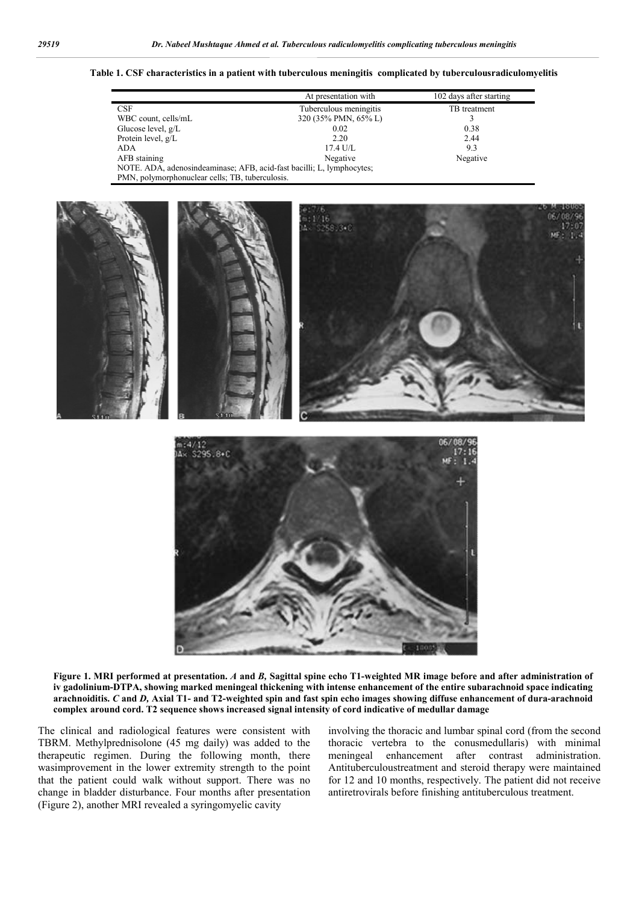**Table 1. CSF characteristics in a patient with tuberculous meningitis complicated by tuberculousradiculomyelitis**

| CSF | At presentation with Tuberculous meningitis | 102 days after starting TB treatment |
|---|---|---|
| WBC count, cells/mL | 320 (35% PMN, 65% L) | 3 |
| Glucose level, g/L | 0.02 | 0.38 |
| Protein level, g/L | 2.20 | 2.44 |
| ADA | 17.4 U/L | 9.3 |
| AFB staining | Negative | Negative |

NOTE. ADA, adenosindeaminase; AFB, acid-fast bacilli; L, lymphocytes; PMN, polymorphonuclear cells; TB, tuberculosis.

**Figure 1. MRI performed at presentation.** ***A*** **and** ***B,*** **Sagittal spine echo T1-weighted MR image before and after administration of iv gadolinium-DTPA, showing marked meningeal thickening with intense enhancement of the entire subarachnoid space indicating arachnoiditis.** ***C*** **and** ***D,*** **Axial T1- and T2-weighted spin and fast spin echo images showing diffuse enhancement of dura-arachnoid complex around cord. T2 sequence shows increased signal intensity of cord indicative of medullar damage**

The clinical and radiological features were consistent with TBRM. Methylprednisolone (45 mg daily) was added to the therapeutic regimen. During the following month, there wasimprovement in the lower extremity strength to the point that the patient could walk without support. There was no change in bladder disturbance. Four months after presentation (Figure 2), another MRI revealed a syringomyelic cavity involving the thoracic and lumbar spinal cord (from the second thoracic vertebra to the conusmedullaris) with minimal meningeal enhancement after contrast administration. Antituberculoustreatment and steroid therapy were maintained for 12 and 10 months, respectively. The patient did not receive antiretrovirals before finishing antituberculous treatment.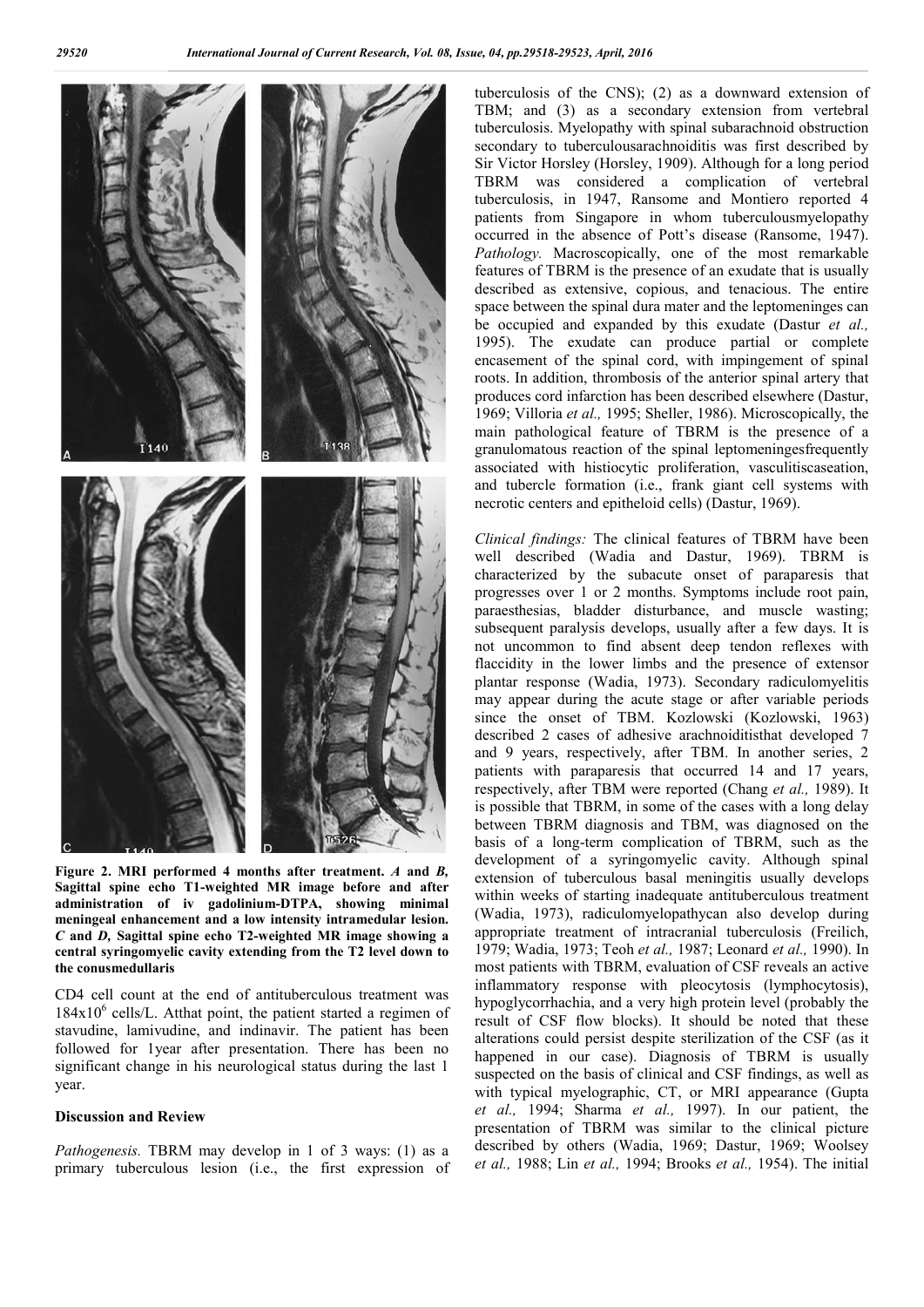**Figure 2. MRI performed 4 months after treatment.** ***A*** **and** ***B*****, Sagittal spine echo T1-weighted MR image before and after administration of iv gadolinium-DTPA, showing minimal meningeal enhancement and a low intensity intramedular lesion.** ***C*** **and** ***D*****, Sagittal spine echo T2-weighted MR image showing a central syringomyelic cavity extending from the T2 level down to the conusmedullaris**

CD4 cell count at the end of antituberculous treatment was $184x10^6$ cells/L. Atthat point, the patient started a regimen of stavudine, lamivudine, and indinavir. The patient has been followed for 1year after presentation. There has been no significant change in his neurological status during the last 1 year.

## Discussion and Review

*Pathogenesis.* TBRM may develop in 1 of 3 ways: (1) as a primary tuberculous lesion (i.e., the first expression of tuberculosis of the CNS); (2) as a downward extension of TBM; and (3) as a secondary extension from vertebral tuberculosis. Myelopathy with spinal subarachnoid obstruction secondary to tuberculousarachnoiditis was first described by Sir Victor Horsley (Horsley, 1909). Although for a long period TBRM was considered a complication of vertebral tuberculosis, in 1947, Ransome and Montiero reported 4 patients from Singapore in whom tuberculousmyelopathy occurred in the absence of Pott's disease (Ransome, 1947). *Pathology.* Macroscopically, one of the most remarkable features of TBRM is the presence of an exudate that is usually described as extensive, copious, and tenacious. The entire space between the spinal dura mater and the leptomeninges can be occupied and expanded by this exudate (Dastur *et al.,* 1995). The exudate can produce partial or complete encasement of the spinal cord, with impingement of spinal roots. In addition, thrombosis of the anterior spinal artery that produces cord infarction has been described elsewhere (Dastur, 1969; Villoria *et al.,* 1995; Sheller, 1986). Microscopically, the main pathological feature of TBRM is the presence of a granulomatous reaction of the spinal leptomeningesfrequently associated with histiocytic proliferation, vasculitiscaseation, and tubercle formation (i.e., frank giant cell systems with necrotic centers and epitheloid cells) (Dastur, 1969).

*Clinical findings:* The clinical features of TBRM have been well described (Wadia and Dastur, 1969). TBRM is characterized by the subacute onset of paraparesis that progresses over 1 or 2 months. Symptoms include root pain, paraesthesias, bladder disturbance, and muscle wasting; subsequent paralysis develops, usually after a few days. It is not uncommon to find absent deep tendon reflexes with flaccidity in the lower limbs and the presence of extensor plantar response (Wadia, 1973). Secondary radiculomyelitis may appear during the acute stage or after variable periods since the onset of TBM. Kozlowski (Kozlowski, 1963) described 2 cases of adhesive arachnoiditisthat developed 7 and 9 years, respectively, after TBM. In another series, 2 patients with paraparesis that occurred 14 and 17 years, respectively, after TBM were reported (Chang *et al.,* 1989). It is possible that TBRM, in some of the cases with a long delay between TBRM diagnosis and TBM, was diagnosed on the basis of a long-term complication of TBRM, such as the development of a syringomyelic cavity. Although spinal extension of tuberculous basal meningitis usually develops within weeks of starting inadequate antituberculous treatment (Wadia, 1973), radiculomyelopathycan also develop during appropriate treatment of intracranial tuberculosis (Freilich, 1979; Wadia, 1973; Teoh *et al.,* 1987; Leonard *et al.,* 1990). In most patients with TBRM, evaluation of CSF reveals an active inflammatory response with pleocytosis (lymphocytosis), hypoglycorrhachia, and a very high protein level (probably the result of CSF flow blocks). It should be noted that these alterations could persist despite sterilization of the CSF (as it happened in our case). Diagnosis of TBRM is usually suspected on the basis of clinical and CSF findings, as well as with typical myelographic, CT, or MRI appearance (Gupta *et al.,* 1994; Sharma *et al.,* 1997). In our patient, the presentation of TBRM was similar to the clinical picture described by others (Wadia, 1969; Dastur, 1969; Woolsey *et al.,* 1988; Lin *et al.,* 1994; Brooks *et al.,* 1954). The initial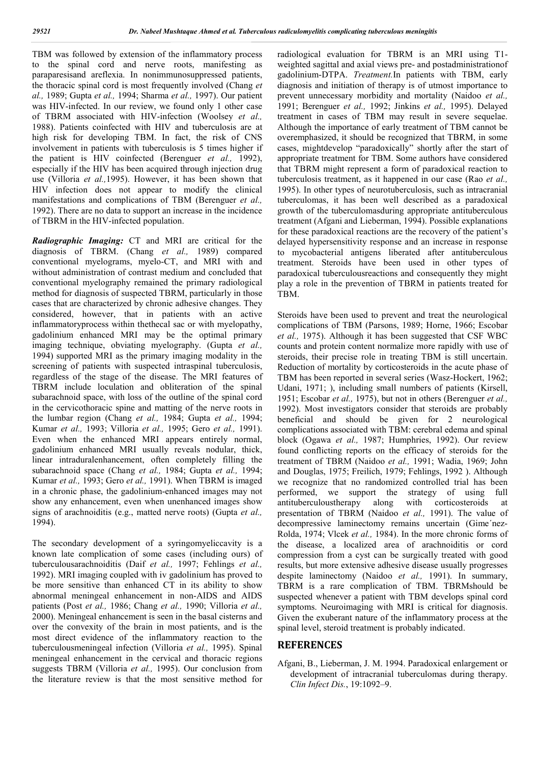TBM was followed by extension of the inflammatory process to the spinal cord and nerve roots, manifesting as paraparesisand areflexia. In nonimmunosuppressed patients, the thoracic spinal cord is most frequently involved (Chang *et al.,* 1989; Gupta *et al.,* 1994; Sharma *et al.,* 1997). Our patient was HIV-infected. In our review, we found only 1 other case of TBRM associated with HIV-infection (Woolsey *et al.,* 1988). Patients coinfected with HIV and tuberculosis are at high risk for developing TBM. In fact, the risk of CNS involvement in patients with tuberculosis is 5 times higher if the patient is HIV coinfected (Berenguer *et al.,* 1992), especially if the HIV has been acquired through injection drug use (Villoria *et al.,*1995). However, it has been shown that HIV infection does not appear to modify the clinical manifestations and complications of TBM (Berenguer *et al.,* 1992). There are no data to support an increase in the incidence of TBRM in the HIV-infected population.

***Radiographic Imaging:*** CT and MRI are critical for the diagnosis of TBRM. (Chang *et al.,* 1989) compared conventional myelograms, myelo-CT, and MRI with and without administration of contrast medium and concluded that conventional myelography remained the primary radiological method for diagnosis of suspected TBRM, particularly in those cases that are characterized by chronic adhesive changes. They considered, however, that in patients with an active inflammatoryprocess within thethecal sac or with myelopathy, gadolinium enhanced MRI may be the optimal primary imaging technique, obviating myelography. (Gupta *et al.,* 1994) supported MRI as the primary imaging modality in the screening of patients with suspected intraspinal tuberculosis, regardless of the stage of the disease. The MRI features of TBRM include loculation and obliteration of the spinal subarachnoid space, with loss of the outline of the spinal cord in the cervicothoracic spine and matting of the nerve roots in the lumbar region (Chang *et al.,* 1984; Gupta *et al.,* 1994; Kumar *et al.,* 1993; Villoria *et al.,* 1995; Gero *et al.,* 1991). Even when the enhanced MRI appears entirely normal, gadolinium enhanced MRI usually reveals nodular, thick, linear intraduralenhancement, often completely filling the subarachnoid space (Chang *et al.,* 1984; Gupta *et al.,* 1994; Kumar *et al.,* 1993; Gero *et al.,* 1991). When TBRM is imaged in a chronic phase, the gadolinium-enhanced images may not show any enhancement, even when unenhanced images show signs of arachnoiditis (e.g., matted nerve roots) (Gupta *et al.,* 1994).

The secondary development of a syringomyeliccavity is a known late complication of some cases (including ours) of tuberculousarachnoiditis (Daif *et al.,* 1997; Fehlings *et al.,* 1992). MRI imaging coupled with iv gadolinium has proved to be more sensitive than enhanced CT in its ability to show abnormal meningeal enhancement in non-AIDS and AIDS patients (Post *et al.,* 1986; Chang *et al.,* 1990; Villoria *et al.,* 2000). Meningeal enhancement is seen in the basal cisterns and over the convexity of the brain in most patients, and is the most direct evidence of the inflammatory reaction to the tuberculousmeningeal infection (Villoria *et al.,* 1995). Spinal meningeal enhancement in the cervical and thoracic regions suggests TBRM (Villoria *et al.,* 1995). Our conclusion from the literature review is that the most sensitive method for radiological evaluation for TBRM is an MRI using T1-weighted sagittal and axial views pre- and postadministrationof gadolinium-DTPA. *Treatment.*In patients with TBM, early diagnosis and initiation of therapy is of utmost importance to prevent unnecessary morbidity and mortality (Naidoo *et al.,* 1991; Berenguer *et al.,* 1992; Jinkins *et al.,* 1995). Delayed treatment in cases of TBM may result in severe sequelae. Although the importance of early treatment of TBM cannot be overemphasized, it should be recognized that TBRM, in some cases, mightdevelop "paradoxically" shortly after the start of appropriate treatment for TBM. Some authors have considered that TBRM might represent a form of paradoxical reaction to tuberculosis treatment, as it happened in our case (Rao *et al.,* 1995). In other types of neurotuberculosis, such as intracranial tuberculomas, it has been well described as a paradoxical growth of the tuberculomasduring appropriate antituberculous treatment (Afgani and Lieberman, 1994). Possible explanations for these paradoxical reactions are the recovery of the patient's delayed hypersensitivity response and an increase in response to mycobacterial antigens liberated after antituberculous treatment. Steroids have been used in other types of paradoxical tuberculousreactions and consequently they might play a role in the prevention of TBRM in patients treated for TBM.

Steroids have been used to prevent and treat the neurological complications of TBM (Parsons, 1989; Horne, 1966; Escobar *et al.,* 1975). Although it has been suggested that CSF WBC counts and protein content normalize more rapidly with use of steroids, their precise role in treating TBM is still uncertain. Reduction of mortality by corticosteroids in the acute phase of TBM has been reported in several series (Wasz-Hockert, 1962; Udani, 1971; ), including small numbers of patients (Kirsell, 1951; Escobar *et al.,* 1975), but not in others (Berenguer *et al.,* 1992). Most investigators consider that steroids are probably beneficial and should be given for 2 neurological complications associated with TBM: cerebral edema and spinal block (Ogawa *et al.,* 1987; Humphries, 1992). Our review found conflicting reports on the efficacy of steroids for the treatment of TBRM (Naidoo *et al.,* 1991; Wadia, 1969; John and Douglas, 1975; Freilich, 1979; Fehlings, 1992 ). Although we recognize that no randomized controlled trial has been performed, we support the strategy of using full antituberculoustherapy along with corticosteroids at presentation of TBRM (Naidoo *et al.,* 1991). The value of decompressive laminectomy remains uncertain (Gime´nez-Rolda, 1974; Vlcek *et al.,* 1984). In the more chronic forms of the disease, a localized area of arachnoiditis or cord compression from a cyst can be surgically treated with good results, but more extensive adhesive disease usually progresses despite laminectomy (Naidoo *et al.,* 1991). In summary, TBRM is a rare complication of TBM. TBRMshould be suspected whenever a patient with TBM develops spinal cord symptoms. Neuroimaging with MRI is critical for diagnosis. Given the exuberant nature of the inflammatory process at the spinal level, steroid treatment is probably indicated.

## REFERENCES

Afgani, B., Lieberman, J. M. 1994. Paradoxical enlargement or development of intracranial tuberculomas during therapy. *Clin Infect Dis.*, 19:1092–9.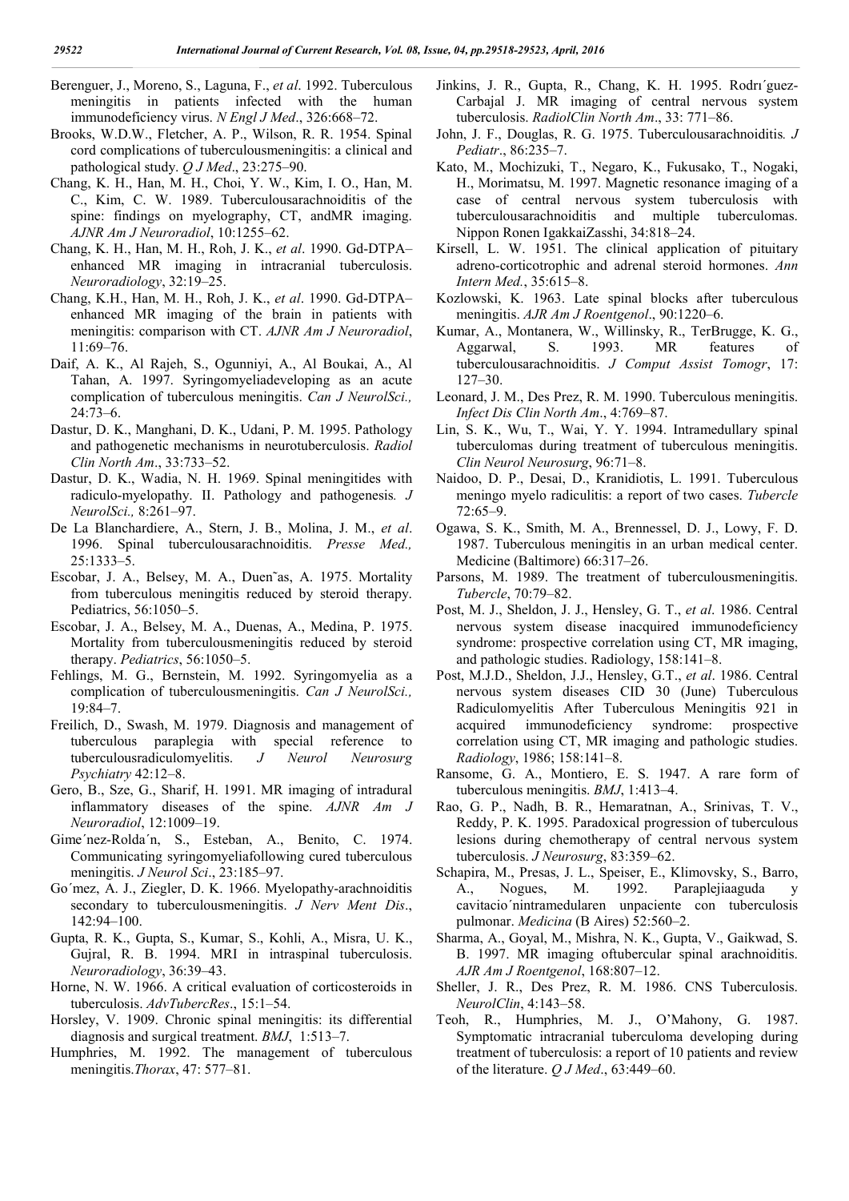Berenguer, J., Moreno, S., Laguna, F., *et al*. 1992. Tuberculous meningitis in patients infected with the human immunodeficiency virus. *N Engl J Med*., 326:668–72.

Brooks, W.D.W., Fletcher, A. P., Wilson, R. R. 1954. Spinal cord complications of tuberculousmeningitis: a clinical and pathological study. *Q J Med*., 23:275–90.

Chang, K. H., Han, M. H., Choi, Y. W., Kim, I. O., Han, M. C., Kim, C. W. 1989. Tuberculousarachnoiditis of the spine: findings on myelography, CT, andMR imaging. *AJNR Am J Neuroradiol*, 10:1255–62.

Chang, K. H., Han, M. H., Roh, J. K., *et al*. 1990. Gd-DTPA–enhanced MR imaging in intracranial tuberculosis. *Neuroradiology*, 32:19–25.

Chang, K.H., Han, M. H., Roh, J. K., *et al*. 1990. Gd-DTPA–enhanced MR imaging of the brain in patients with meningitis: comparison with CT. *AJNR Am J Neuroradiol*, 11:69–76.

Daif, A. K., Al Rajeh, S., Ogunniyi, A., Al Boukai, A., Al Tahan, A. 1997. Syringomyeliadeveloping as an acute complication of tuberculous meningitis. *Can J NeurolSci.,* 24:73–6.

Dastur, D. K., Manghani, D. K., Udani, P. M. 1995. Pathology and pathogenetic mechanisms in neurotuberculosis. *Radiol Clin North Am*., 33:733–52.

Dastur, D. K., Wadia, N. H. 1969. Spinal meningitides with radiculo-myelopathy. II. Pathology and pathogenesis*. J NeurolSci.,* 8:261–97.

De La Blanchardiere, A., Stern, J. B., Molina, J. M., *et al*. 1996. Spinal tuberculousarachnoiditis. *Presse Med.,* 25:1333–5.

Escobar, J. A., Belsey, M. A., Duen˜as, A. 1975. Mortality from tuberculous meningitis reduced by steroid therapy. Pediatrics, 56:1050–5.

Escobar, J. A., Belsey, M. A., Duenas, A., Medina, P. 1975. Mortality from tuberculousmeningitis reduced by steroid therapy. *Pediatrics*, 56:1050–5.

Fehlings, M. G., Bernstein, M. 1992. Syringomyelia as a complication of tuberculousmeningitis. *Can J NeurolSci.,* 19:84–7.

Freilich, D., Swash, M. 1979. Diagnosis and management of tuberculous paraplegia with special reference to tuberculousradiculomyelitis. *J Neurol Neurosurg Psychiatry* 42:12–8.

Gero, B., Sze, G., Sharif, H. 1991. MR imaging of intradural inflammatory diseases of the spine. *AJNR Am J Neuroradiol*, 12:1009–19.

Gime´nez-Rolda´n, S., Esteban, A., Benito, C. 1974. Communicating syringomyeliafollowing cured tuberculous meningitis. *J Neurol Sci*., 23:185–97.

Go´mez, A. J., Ziegler, D. K. 1966. Myelopathy-arachnoiditis secondary to tuberculousmeningitis. *J Nerv Ment Dis*., 142:94–100.

Gupta, R. K., Gupta, S., Kumar, S., Kohli, A., Misra, U. K., Gujral, R. B. 1994. MRI in intraspinal tuberculosis. *Neuroradiology*, 36:39–43.

Horne, N. W. 1966. A critical evaluation of corticosteroids in tuberculosis. *AdvTubercRes*., 15:1–54.

Horsley, V. 1909. Chronic spinal meningitis: its differential diagnosis and surgical treatment. *BMJ*, 1:513–7.

Humphries, M. 1992. The management of tuberculous meningitis.*Thorax*, 47: 577–81.

Jinkins, J. R., Gupta, R., Chang, K. H. 1995. Rodrı´guez-Carbajal J. MR imaging of central nervous system tuberculosis. *RadiolClin North Am*., 33: 771–86.

John, J. F., Douglas, R. G. 1975. Tuberculousarachnoiditis*. J Pediatr*., 86:235–7.

Kato, M., Mochizuki, T., Negaro, K., Fukusako, T., Nogaki, H., Morimatsu, M. 1997. Magnetic resonance imaging of a case of central nervous system tuberculosis with tuberculousarachnoiditis and multiple tuberculomas. Nippon Ronen IgakkaiZasshi, 34:818–24.

Kirsell, L. W. 1951. The clinical application of pituitary adreno-corticotrophic and adrenal steroid hormones. *Ann Intern Med.*, 35:615–8.

Kozlowski, K. 1963. Late spinal blocks after tuberculous meningitis. *AJR Am J Roentgenol*., 90:1220–6.

Kumar, A., Montanera, W., Willinsky, R., TerBrugge, K. G., Aggarwal, S. 1993. MR features of tuberculousarachnoiditis. *J Comput Assist Tomogr*, 17: 127–30.

Leonard, J. M., Des Prez, R. M. 1990. Tuberculous meningitis. *Infect Dis Clin North Am*., 4:769–87.

Lin, S. K., Wu, T., Wai, Y. Y. 1994. Intramedullary spinal tuberculomas during treatment of tuberculous meningitis. *Clin Neurol Neurosurg*, 96:71–8.

Naidoo, D. P., Desai, D., Kranidiotis, L. 1991. Tuberculous meningo myelo radiculitis: a report of two cases. *Tubercle* 72:65–9.

Ogawa, S. K., Smith, M. A., Brennessel, D. J., Lowy, F. D. 1987. Tuberculous meningitis in an urban medical center. Medicine (Baltimore) 66:317–26.

Parsons, M. 1989. The treatment of tuberculousmeningitis. *Tubercle*, 70:79–82.

Post, M. J., Sheldon, J. J., Hensley, G. T., *et al*. 1986. Central nervous system disease inacquired immunodeficiency syndrome: prospective correlation using CT, MR imaging, and pathologic studies. Radiology, 158:141–8.

Post, M.J.D., Sheldon, J.J., Hensley, G.T., *et al*. 1986. Central nervous system diseases CID 30 (June) Tuberculous Radiculomyelitis After Tuberculous Meningitis 921 in acquired immunodeficiency syndrome: prospective correlation using CT, MR imaging and pathologic studies. *Radiology*, 1986; 158:141–8.

Ransome, G. A., Montiero, E. S. 1947. A rare form of tuberculous meningitis. *BMJ*, 1:413–4.

Rao, G. P., Nadh, B. R., Hemaratnan, A., Srinivas, T. V., Reddy, P. K. 1995. Paradoxical progression of tuberculous lesions during chemotherapy of central nervous system tuberculosis. *J Neurosurg*, 83:359–62.

Schapira, M., Presas, J. L., Speiser, E., Klimovsky, S., Barro, A., Nogues, M. 1992. Paraplejiaaguda y cavitacio´nintramedularen unpaciente con tuberculosis pulmonar. *Medicina* (B Aires) 52:560–2.

Sharma, A., Goyal, M., Mishra, N. K., Gupta, V., Gaikwad, S. B. 1997. MR imaging oftubercular spinal arachnoiditis. *AJR Am J Roentgenol*, 168:807–12.

Sheller, J. R., Des Prez, R. M. 1986. CNS Tuberculosis. *NeurolClin*, 4:143–58.

Teoh, R., Humphries, M. J., O'Mahony, G. 1987. Symptomatic intracranial tuberculoma developing during treatment of tuberculosis: a report of 10 patients and review of the literature. *Q J Med*., 63:449–60.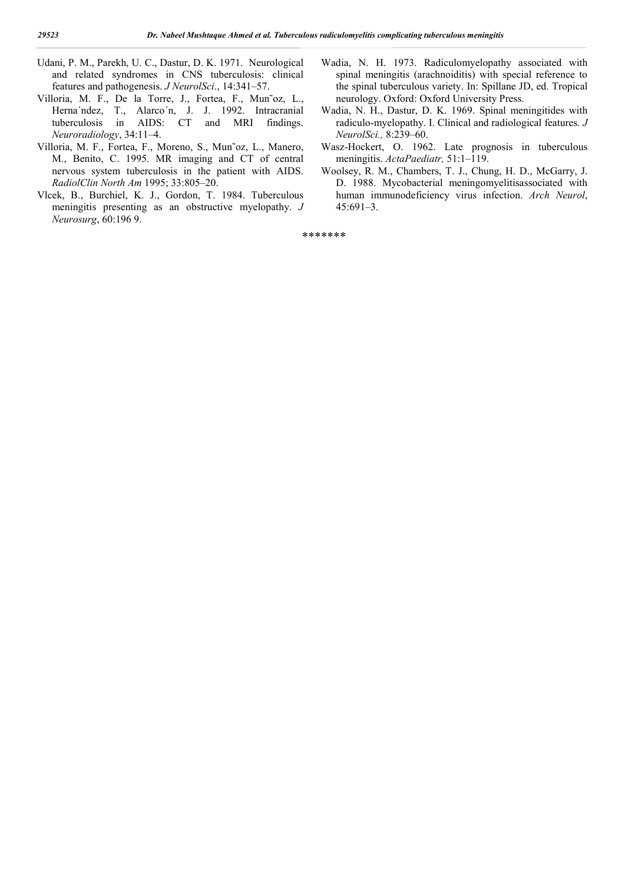Udani, P. M., Parekh, U. C., Dastur, D. K. 1971. Neurological and related syndromes in CNS tuberculosis: clinical features and pathogenesis. *J NeurolSci*., 14:341–57.

Villoria, M. F., De la Torre, J., Fortea, F., Mun˜oz, L., Herna´ndez, T., Alarco´n, J. J. 1992. Intracranial tuberculosis in AIDS: CT and MRI findings. *Neuroradiology*, 34:11–4.

Villoria, M. F., Fortea, F., Moreno, S., Mun˜oz, L., Manero, M., Benito, C. 1995. MR imaging and CT of central nervous system tuberculosis in the patient with AIDS. *RadiolClin North Am* 1995; 33:805–20.

Vlcek, B., Burchiel, K. J., Gordon, T. 1984. Tuberculous meningitis presenting as an obstructive myelopathy. *J Neurosurg*, 60:196 9.

Wadia, N. H. 1973. Radiculomyelopathy associated with spinal meningitis (arachnoiditis) with special reference to the spinal tuberculous variety. In: Spillane JD, ed. Tropical neurology. Oxford: Oxford University Press.

Wadia, N. H., Dastur, D. K. 1969. Spinal meningitides with radiculo-myelopathy. I. Clinical and radiological features*. J NeurolSci.,* 8:239–60.

Wasz-Hockert, O. 1962. Late prognosis in tuberculous meningitis. *ActaPaediatr,* 51:1–119.

Woolsey, R. M., Chambers, T. J., Chung, H. D., McGarry, J. D. 1988. Mycobacterial meningomyelitisassociated with human immunodeficiency virus infection. *Arch Neurol*, 45:691–3.

\*\*\*\*\*\*\*